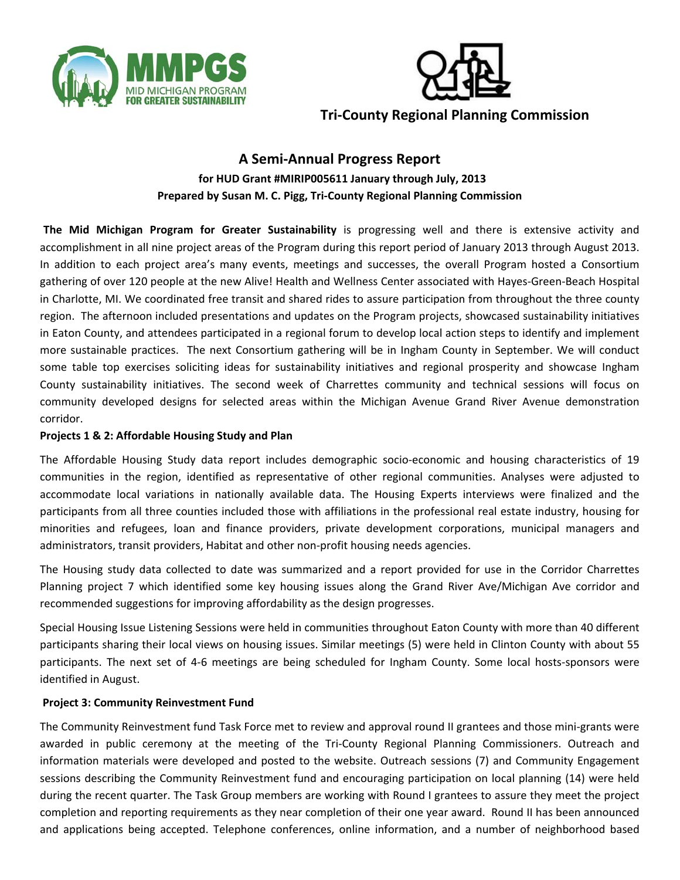MMPGS
MID MICHIGAN PROGRAM FOR GREATER SUSTAINABILITY

**Tri-County Regional Planning Commission**

# A Semi-Annual Progress Report

**for HUD Grant #MIRIP005611 January through July, 2013**
**Prepared by Susan M. C. Pigg, Tri-County Regional Planning Commission**

**The Mid Michigan Program for Greater Sustainability** is progressing well and there is extensive activity and accomplishment in all nine project areas of the Program during this report period of January 2013 through August 2013. In addition to each project area's many events, meetings and successes, the overall Program hosted a Consortium gathering of over 120 people at the new Alive! Health and Wellness Center associated with Hayes-Green-Beach Hospital in Charlotte, MI. We coordinated free transit and shared rides to assure participation from throughout the three county region. The afternoon included presentations and updates on the Program projects, showcased sustainability initiatives in Eaton County, and attendees participated in a regional forum to develop local action steps to identify and implement more sustainable practices. The next Consortium gathering will be in Ingham County in September. We will conduct some table top exercises soliciting ideas for sustainability initiatives and regional prosperity and showcase Ingham County sustainability initiatives. The second week of Charrettes community and technical sessions will focus on community developed designs for selected areas within the Michigan Avenue Grand River Avenue demonstration corridor.

**Projects 1 & 2: Affordable Housing Study and Plan**

The Affordable Housing Study data report includes demographic socio-economic and housing characteristics of 19 communities in the region, identified as representative of other regional communities. Analyses were adjusted to accommodate local variations in nationally available data. The Housing Experts interviews were finalized and the participants from all three counties included those with affiliations in the professional real estate industry, housing for minorities and refugees, loan and finance providers, private development corporations, municipal managers and administrators, transit providers, Habitat and other non-profit housing needs agencies.

The Housing study data collected to date was summarized and a report provided for use in the Corridor Charrettes Planning project 7 which identified some key housing issues along the Grand River Ave/Michigan Ave corridor and recommended suggestions for improving affordability as the design progresses.

Special Housing Issue Listening Sessions were held in communities throughout Eaton County with more than 40 different participants sharing their local views on housing issues. Similar meetings (5) were held in Clinton County with about 55 participants. The next set of 4-6 meetings are being scheduled for Ingham County. Some local hosts-sponsors were identified in August.

**Project 3: Community Reinvestment Fund**

The Community Reinvestment fund Task Force met to review and approval round II grantees and those mini-grants were awarded in public ceremony at the meeting of the Tri-County Regional Planning Commissioners. Outreach and information materials were developed and posted to the website. Outreach sessions (7) and Community Engagement sessions describing the Community Reinvestment fund and encouraging participation on local planning (14) were held during the recent quarter. The Task Group members are working with Round I grantees to assure they meet the project completion and reporting requirements as they near completion of their one year award. Round II has been announced and applications being accepted. Telephone conferences, online information, and a number of neighborhood based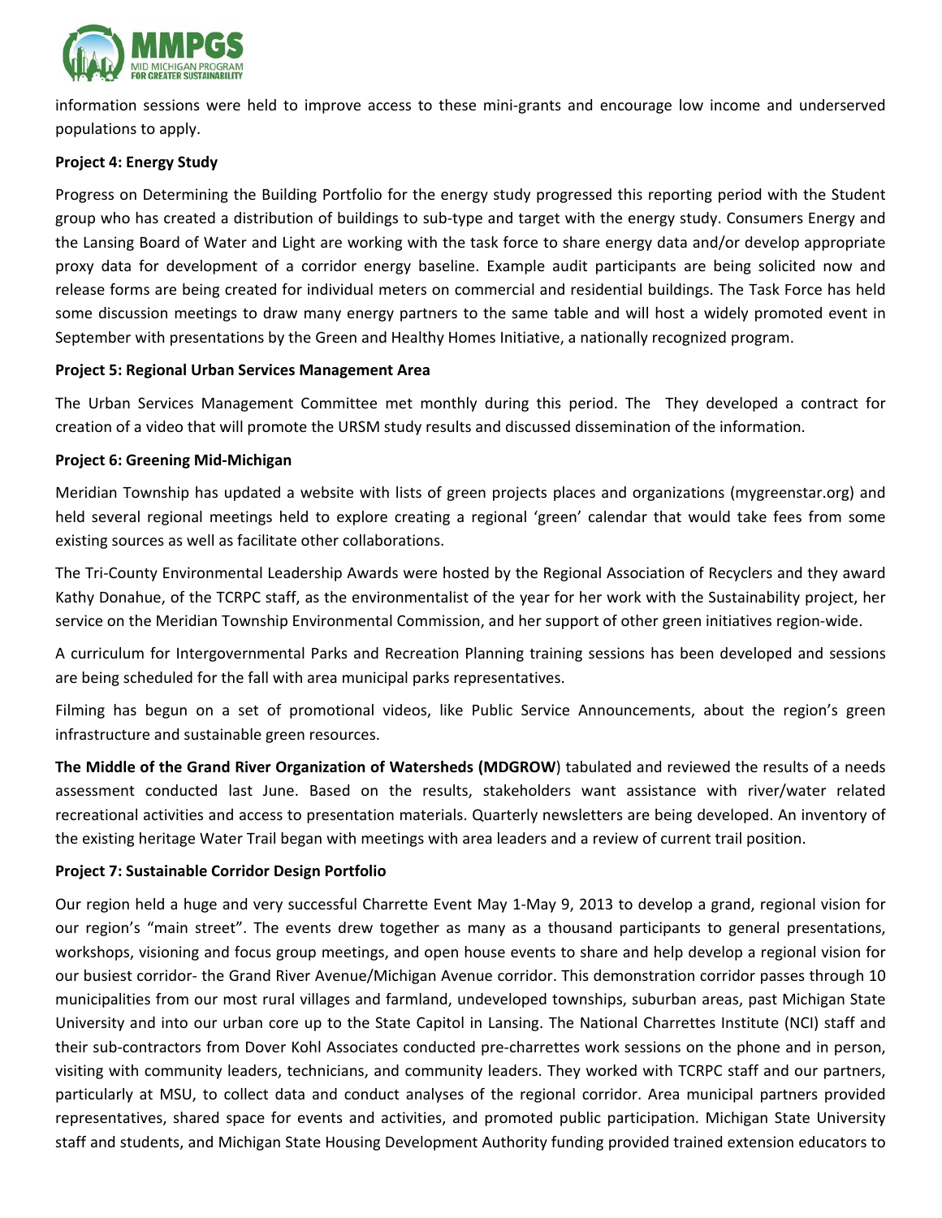information sessions were held to improve access to these mini-grants and encourage low income and underserved populations to apply.

**Project 4: Energy Study**

Progress on Determining the Building Portfolio for the energy study progressed this reporting period with the Student group who has created a distribution of buildings to sub-type and target with the energy study. Consumers Energy and the Lansing Board of Water and Light are working with the task force to share energy data and/or develop appropriate proxy data for development of a corridor energy baseline. Example audit participants are being solicited now and release forms are being created for individual meters on commercial and residential buildings. The Task Force has held some discussion meetings to draw many energy partners to the same table and will host a widely promoted event in September with presentations by the Green and Healthy Homes Initiative, a nationally recognized program.

**Project 5: Regional Urban Services Management Area**

The Urban Services Management Committee met monthly during this period. The They developed a contract for creation of a video that will promote the URSM study results and discussed dissemination of the information.

**Project 6: Greening Mid-Michigan**

Meridian Township has updated a website with lists of green projects places and organizations (mygreenstar.org) and held several regional meetings held to explore creating a regional 'green' calendar that would take fees from some existing sources as well as facilitate other collaborations.

The Tri-County Environmental Leadership Awards were hosted by the Regional Association of Recyclers and they award Kathy Donahue, of the TCRPC staff, as the environmentalist of the year for her work with the Sustainability project, her service on the Meridian Township Environmental Commission, and her support of other green initiatives region-wide.

A curriculum for Intergovernmental Parks and Recreation Planning training sessions has been developed and sessions are being scheduled for the fall with area municipal parks representatives.

Filming has begun on a set of promotional videos, like Public Service Announcements, about the region's green infrastructure and sustainable green resources.

**The Middle of the Grand River Organization of Watersheds (MDGROW**) tabulated and reviewed the results of a needs assessment conducted last June. Based on the results, stakeholders want assistance with river/water related recreational activities and access to presentation materials. Quarterly newsletters are being developed. An inventory of the existing heritage Water Trail began with meetings with area leaders and a review of current trail position.

**Project 7: Sustainable Corridor Design Portfolio**

Our region held a huge and very successful Charrette Event May 1-May 9, 2013 to develop a grand, regional vision for our region's "main street". The events drew together as many as a thousand participants to general presentations, workshops, visioning and focus group meetings, and open house events to share and help develop a regional vision for our busiest corridor- the Grand River Avenue/Michigan Avenue corridor. This demonstration corridor passes through 10 municipalities from our most rural villages and farmland, undeveloped townships, suburban areas, past Michigan State University and into our urban core up to the State Capitol in Lansing. The National Charrettes Institute (NCI) staff and their sub-contractors from Dover Kohl Associates conducted pre-charrettes work sessions on the phone and in person, visiting with community leaders, technicians, and community leaders. They worked with TCRPC staff and our partners, particularly at MSU, to collect data and conduct analyses of the regional corridor. Area municipal partners provided representatives, shared space for events and activities, and promoted public participation. Michigan State University staff and students, and Michigan State Housing Development Authority funding provided trained extension educators to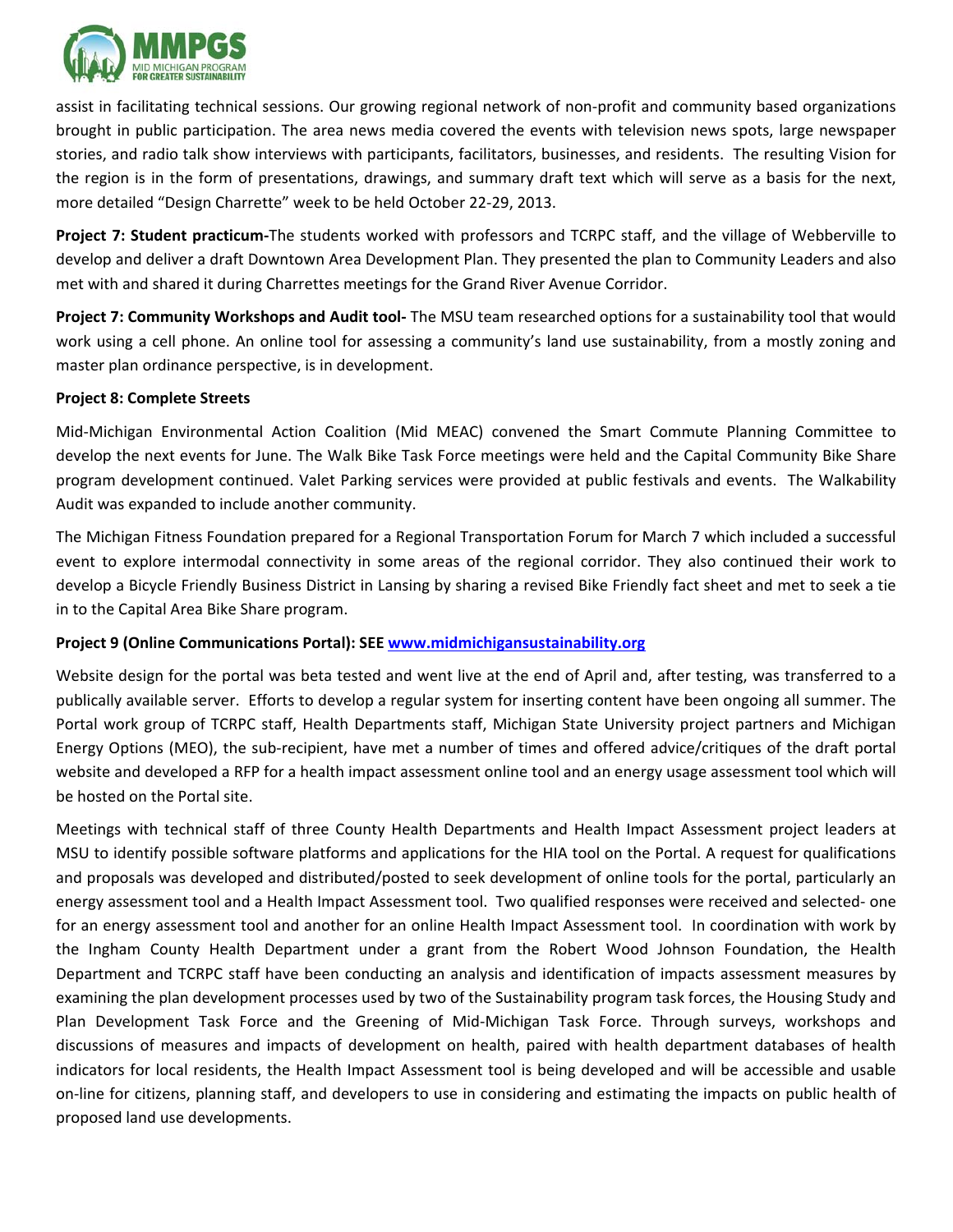assist in facilitating technical sessions. Our growing regional network of non-profit and community based organizations brought in public participation. The area news media covered the events with television news spots, large newspaper stories, and radio talk show interviews with participants, facilitators, businesses, and residents. The resulting Vision for the region is in the form of presentations, drawings, and summary draft text which will serve as a basis for the next, more detailed "Design Charrette" week to be held October 22-29, 2013.

**Project 7: Student practicum-**The students worked with professors and TCRPC staff, and the village of Webberville to develop and deliver a draft Downtown Area Development Plan. They presented the plan to Community Leaders and also met with and shared it during Charrettes meetings for the Grand River Avenue Corridor.

**Project 7: Community Workshops and Audit tool-** The MSU team researched options for a sustainability tool that would work using a cell phone. An online tool for assessing a community's land use sustainability, from a mostly zoning and master plan ordinance perspective, is in development.

**Project 8: Complete Streets**

Mid-Michigan Environmental Action Coalition (Mid MEAC) convened the Smart Commute Planning Committee to develop the next events for June. The Walk Bike Task Force meetings were held and the Capital Community Bike Share program development continued. Valet Parking services were provided at public festivals and events. The Walkability Audit was expanded to include another community.

The Michigan Fitness Foundation prepared for a Regional Transportation Forum for March 7 which included a successful event to explore intermodal connectivity in some areas of the regional corridor. They also continued their work to develop a Bicycle Friendly Business District in Lansing by sharing a revised Bike Friendly fact sheet and met to seek a tie in to the Capital Area Bike Share program.

**Project 9 (Online Communications Portal): SEE [www.midmichigansustainability.org](www.midmichigansustainability.org)**

Website design for the portal was beta tested and went live at the end of April and, after testing, was transferred to a publically available server. Efforts to develop a regular system for inserting content have been ongoing all summer. The Portal work group of TCRPC staff, Health Departments staff, Michigan State University project partners and Michigan Energy Options (MEO), the sub-recipient, have met a number of times and offered advice/critiques of the draft portal website and developed a RFP for a health impact assessment online tool and an energy usage assessment tool which will be hosted on the Portal site.

Meetings with technical staff of three County Health Departments and Health Impact Assessment project leaders at MSU to identify possible software platforms and applications for the HIA tool on the Portal. A request for qualifications and proposals was developed and distributed/posted to seek development of online tools for the portal, particularly an energy assessment tool and a Health Impact Assessment tool. Two qualified responses were received and selected- one for an energy assessment tool and another for an online Health Impact Assessment tool. In coordination with work by the Ingham County Health Department under a grant from the Robert Wood Johnson Foundation, the Health Department and TCRPC staff have been conducting an analysis and identification of impacts assessment measures by examining the plan development processes used by two of the Sustainability program task forces, the Housing Study and Plan Development Task Force and the Greening of Mid-Michigan Task Force. Through surveys, workshops and discussions of measures and impacts of development on health, paired with health department databases of health indicators for local residents, the Health Impact Assessment tool is being developed and will be accessible and usable on-line for citizens, planning staff, and developers to use in considering and estimating the impacts on public health of proposed land use developments.